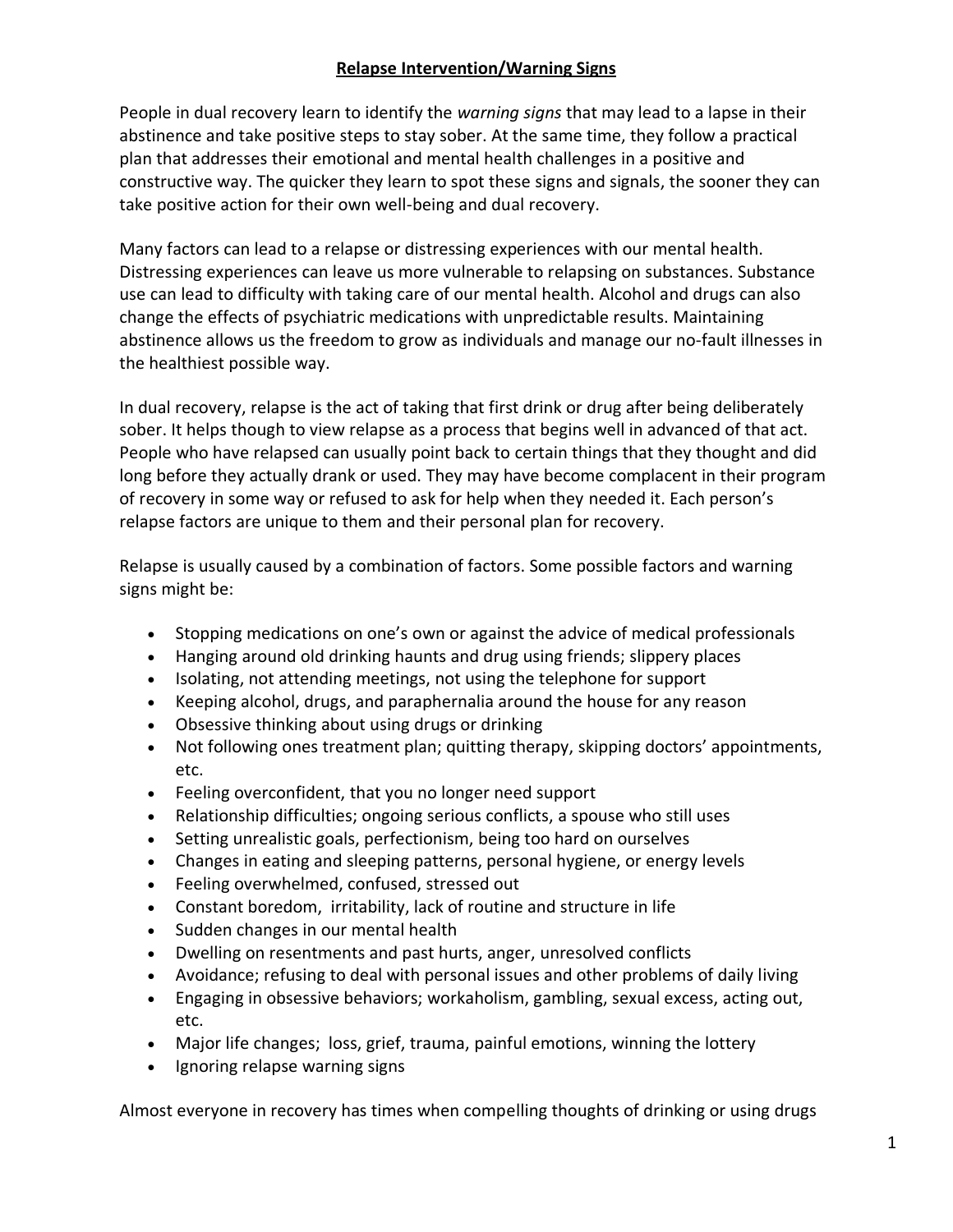# Relapse Intervention/Warning Signs

People in dual recovery learn to identify the *warning signs* that may lead to a lapse in their abstinence and take positive steps to stay sober. At the same time, they follow a practical plan that addresses their emotional and mental health challenges in a positive and constructive way. The quicker they learn to spot these signs and signals, the sooner they can take positive action for their own well-being and dual recovery.

Many factors can lead to a relapse or distressing experiences with our mental health. Distressing experiences can leave us more vulnerable to relapsing on substances. Substance use can lead to difficulty with taking care of our mental health. Alcohol and drugs can also change the effects of psychiatric medications with unpredictable results. Maintaining abstinence allows us the freedom to grow as individuals and manage our no-fault illnesses in the healthiest possible way.

In dual recovery, relapse is the act of taking that first drink or drug after being deliberately sober. It helps though to view relapse as a process that begins well in advanced of that act. People who have relapsed can usually point back to certain things that they thought and did long before they actually drank or used. They may have become complacent in their program of recovery in some way or refused to ask for help when they needed it. Each person's relapse factors are unique to them and their personal plan for recovery.

Relapse is usually caused by a combination of factors. Some possible factors and warning signs might be:

- Stopping medications on one's own or against the advice of medical professionals
- Hanging around old drinking haunts and drug using friends; slippery places
- Isolating, not attending meetings, not using the telephone for support
- Keeping alcohol, drugs, and paraphernalia around the house for any reason
- Obsessive thinking about using drugs or drinking
- Not following ones treatment plan; quitting therapy, skipping doctors' appointments, etc.
- Feeling overconfident, that you no longer need support
- Relationship difficulties; ongoing serious conflicts, a spouse who still uses
- Setting unrealistic goals, perfectionism, being too hard on ourselves
- Changes in eating and sleeping patterns, personal hygiene, or energy levels
- Feeling overwhelmed, confused, stressed out
- Constant boredom, irritability, lack of routine and structure in life
- Sudden changes in our mental health
- Dwelling on resentments and past hurts, anger, unresolved conflicts
- Avoidance; refusing to deal with personal issues and other problems of daily living
- Engaging in obsessive behaviors; workaholism, gambling, sexual excess, acting out, etc.
- Major life changes; loss, grief, trauma, painful emotions, winning the lottery
- Ignoring relapse warning signs

Almost everyone in recovery has times when compelling thoughts of drinking or using drugs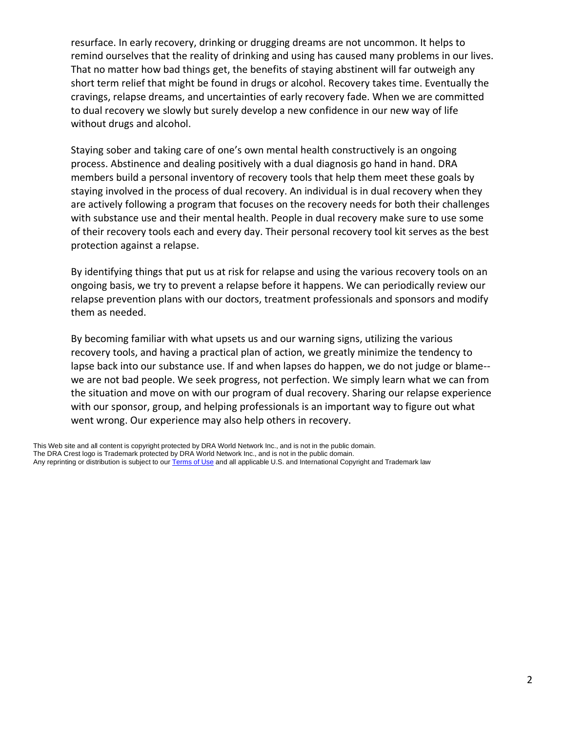resurface. In early recovery, drinking or drugging dreams are not uncommon. It helps to remind ourselves that the reality of drinking and using has caused many problems in our lives. That no matter how bad things get, the benefits of staying abstinent will far outweigh any short term relief that might be found in drugs or alcohol. Recovery takes time. Eventually the cravings, relapse dreams, and uncertainties of early recovery fade. When we are committed to dual recovery we slowly but surely develop a new confidence in our new way of life without drugs and alcohol.

Staying sober and taking care of one's own mental health constructively is an ongoing process. Abstinence and dealing positively with a dual diagnosis go hand in hand. DRA members build a personal inventory of recovery tools that help them meet these goals by staying involved in the process of dual recovery. An individual is in dual recovery when they are actively following a program that focuses on the recovery needs for both their challenges with substance use and their mental health. People in dual recovery make sure to use some of their recovery tools each and every day. Their personal recovery tool kit serves as the best protection against a relapse.

By identifying things that put us at risk for relapse and using the various recovery tools on an ongoing basis, we try to prevent a relapse before it happens. We can periodically review our relapse prevention plans with our doctors, treatment professionals and sponsors and modify them as needed.

By becoming familiar with what upsets us and our warning signs, utilizing the various recovery tools, and having a practical plan of action, we greatly minimize the tendency to lapse back into our substance use. If and when lapses do happen, we do not judge or blame--we are not bad people. We seek progress, not perfection. We simply learn what we can from the situation and move on with our program of dual recovery. Sharing our relapse experience with our sponsor, group, and helping professionals is an important way to figure out what went wrong. Our experience may also help others in recovery.

This Web site and all content is copyright protected by DRA World Network Inc., and is not in the public domain.
The DRA Crest logo is Trademark protected by DRA World Network Inc., and is not in the public domain.
Any reprinting or distribution is subject to our Terms of Use and all applicable U.S. and International Copyright and Trademark law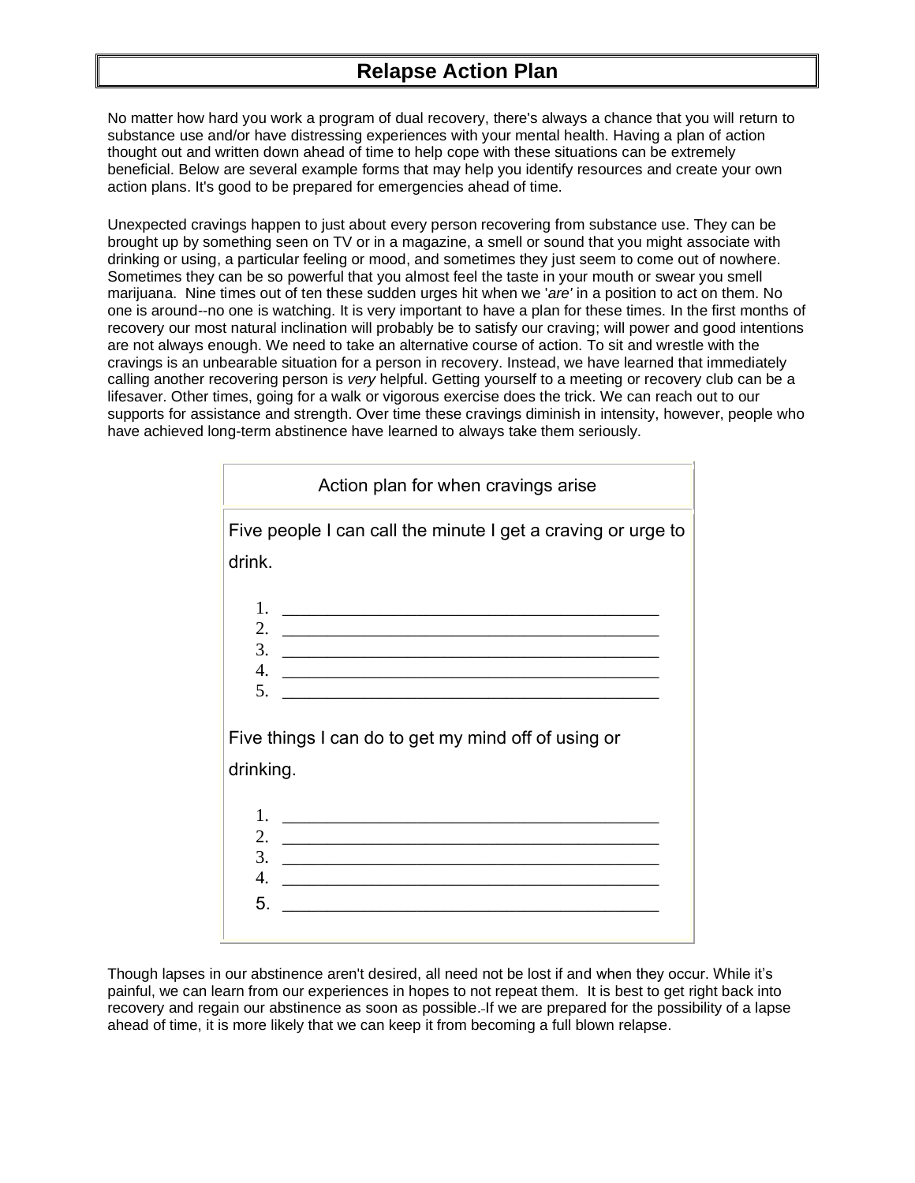# Relapse Action Plan

No matter how hard you work a program of dual recovery, there's always a chance that you will return to substance use and/or have distressing experiences with your mental health. Having a plan of action thought out and written down ahead of time to help cope with these situations can be extremely beneficial. Below are several example forms that may help you identify resources and create your own action plans. It's good to be prepared for emergencies ahead of time.

Unexpected cravings happen to just about every person recovering from substance use. They can be brought up by something seen on TV or in a magazine, a smell or sound that you might associate with drinking or using, a particular feeling or mood, and sometimes they just seem to come out of nowhere. Sometimes they can be so powerful that you almost feel the taste in your mouth or swear you smell marijuana. Nine times out of ten these sudden urges hit when we '*are'* in a position to act on them. No one is around--no one is watching. It is very important to have a plan for these times. In the first months of recovery our most natural inclination will probably be to satisfy our craving; will power and good intentions are not always enough. We need to take an alternative course of action. To sit and wrestle with the cravings is an unbearable situation for a person in recovery. Instead, we have learned that immediately calling another recovering person is *very* helpful. Getting yourself to a meeting or recovery club can be a lifesaver. Other times, going for a walk or vigorous exercise does the trick. We can reach out to our supports for assistance and strength. Over time these cravings diminish in intensity, however, people who have achieved long-term abstinence have learned to always take them seriously.

| Action plan for when cravings arise |
|---|
| Five people I can call the minute I get a craving or urge to drink.<br><br>1. ________________________________________<br>2. ________________________________________<br>3. ________________________________________<br>4. ________________________________________<br>5. ________________________________________<br><br>Five things I can do to get my mind off of using or drinking.<br><br>1. ________________________________________<br>2. ________________________________________<br>3. ________________________________________<br>4. ________________________________________<br>5. ________________________________________ |

Though lapses in our abstinence aren't desired, all need not be lost if and when they occur. While it's painful, we can learn from our experiences in hopes to not repeat them. It is best to get right back into recovery and regain our abstinence as soon as possible. If we are prepared for the possibility of a lapse ahead of time, it is more likely that we can keep it from becoming a full blown relapse.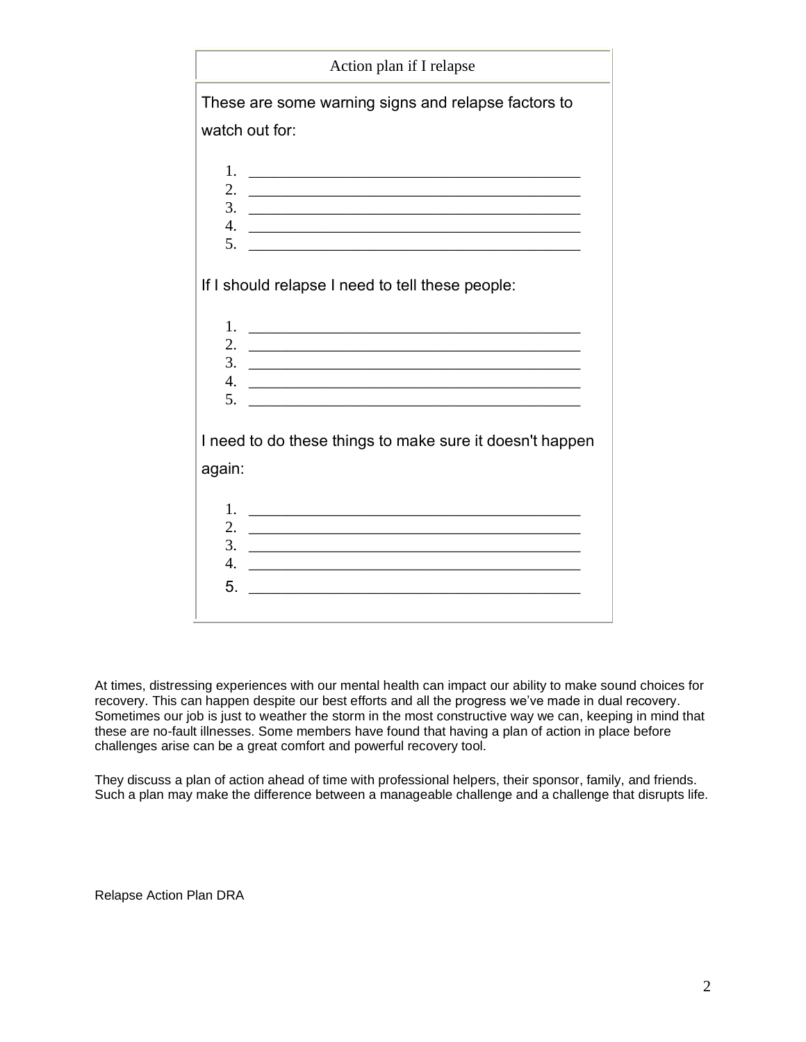## Action plan if I relapse

These are some warning signs and relapse factors to watch out for:

1. ________________________________________
2. ________________________________________
3. ________________________________________
4. ________________________________________
5. ________________________________________

If I should relapse I need to tell these people:

1. ________________________________________
2. ________________________________________
3. ________________________________________
4. ________________________________________
5. ________________________________________

I need to do these things to make sure it doesn't happen again:

1. ________________________________________
2. ________________________________________
3. ________________________________________
4. ________________________________________
5. ________________________________________

At times, distressing experiences with our mental health can impact our ability to make sound choices for recovery. This can happen despite our best efforts and all the progress we've made in dual recovery. Sometimes our job is just to weather the storm in the most constructive way we can, keeping in mind that these are no-fault illnesses. Some members have found that having a plan of action in place before challenges arise can be a great comfort and powerful recovery tool.

They discuss a plan of action ahead of time with professional helpers, their sponsor, family, and friends. Such a plan may make the difference between a manageable challenge and a challenge that disrupts life.

Relapse Action Plan DRA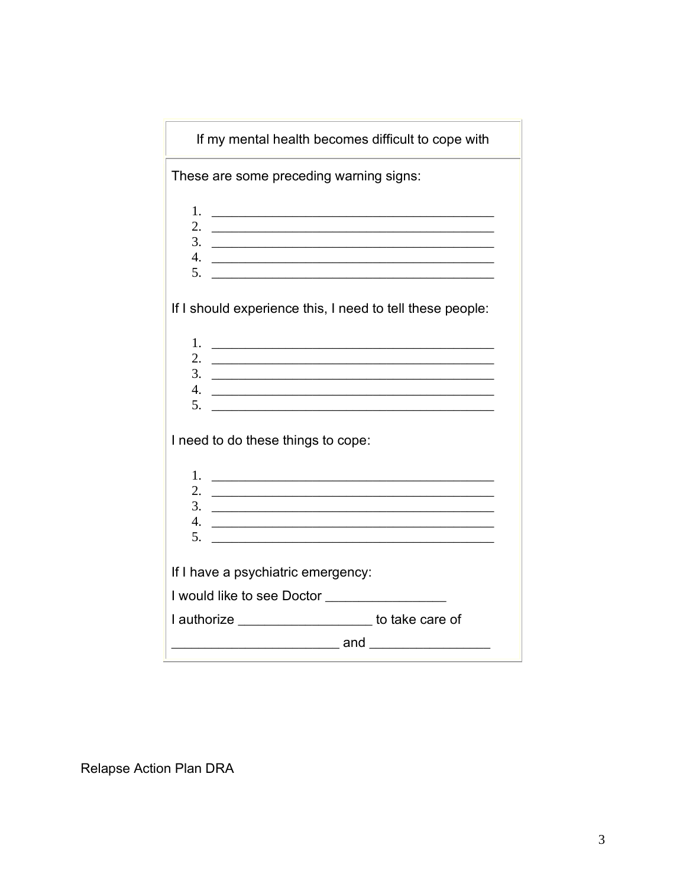| If my mental health becomes difficult to cope with |
| --- |
| These are some preceding warning signs:<br><br>1. ________________________________________<br>2. ________________________________________<br>3. ________________________________________<br>4. ________________________________________<br>5. ________________________________________<br><br>If I should experience this, I need to tell these people:<br><br>1. ________________________________________<br>2. ________________________________________<br>3. ________________________________________<br>4. ________________________________________<br>5. ________________________________________<br><br>I need to do these things to cope:<br><br>1. ________________________________________<br>2. ________________________________________<br>3. ________________________________________<br>4. ________________________________________<br>5. ________________________________________<br><br>If I have a psychiatric emergency:<br><br>I would like to see Doctor ________________<br><br>I authorize __________________ to take care of<br><br>_______________________ and ________________ |

Relapse Action Plan DRA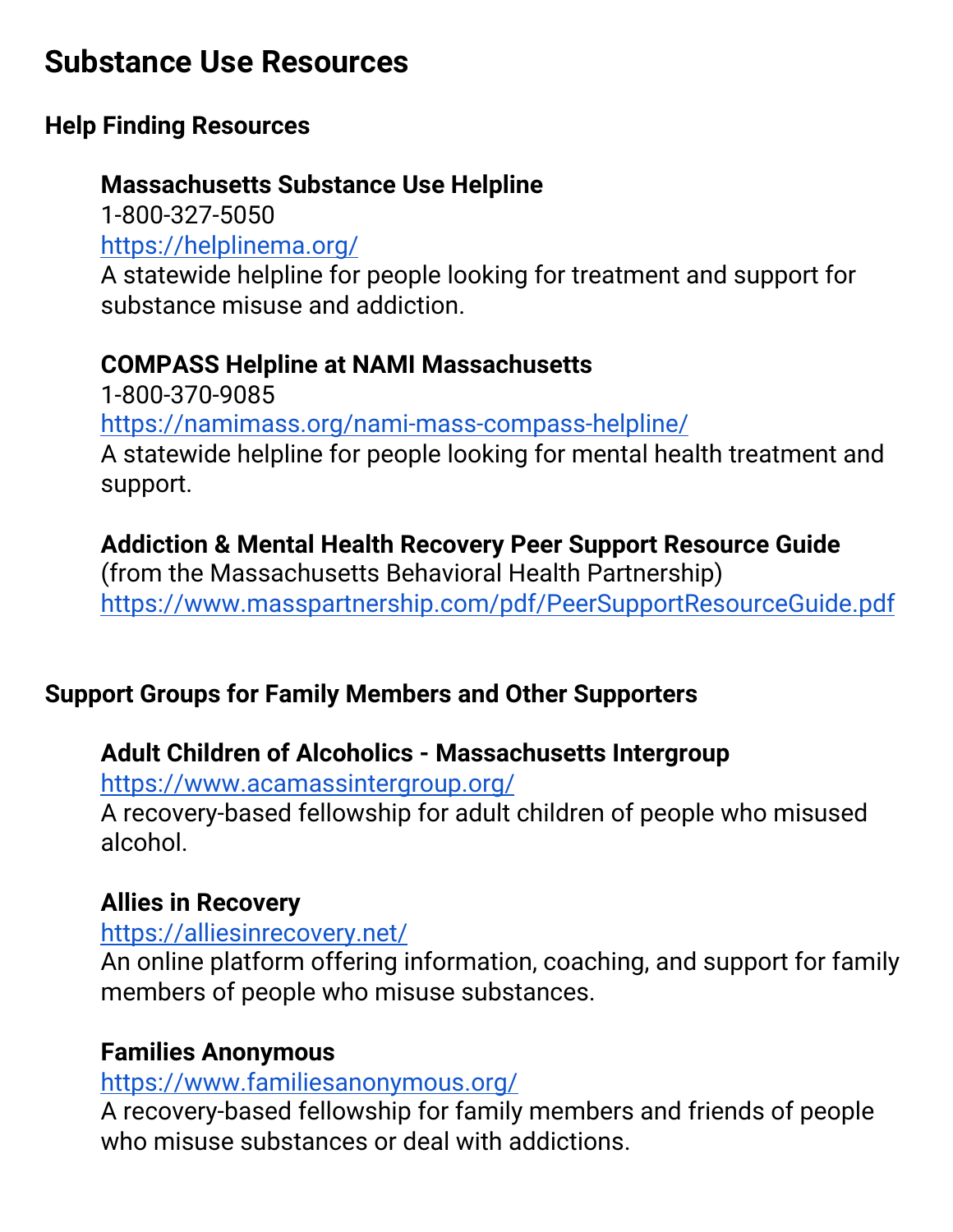# Substance Use Resources

## Help Finding Resources

**Massachusetts Substance Use Helpline**
1-800-327-5050
https://helplinema.org/
A statewide helpline for people looking for treatment and support for substance misuse and addiction.

**COMPASS Helpline at NAMI Massachusetts**
1-800-370-9085
https://namimass.org/nami-mass-compass-helpline/
A statewide helpline for people looking for mental health treatment and support.

**Addiction & Mental Health Recovery Peer Support Resource Guide**
(from the Massachusetts Behavioral Health Partnership)
https://www.masspartnership.com/pdf/PeerSupportResourceGuide.pdf

## Support Groups for Family Members and Other Supporters

**Adult Children of Alcoholics - Massachusetts Intergroup**
https://www.acamassintergroup.org/
A recovery-based fellowship for adult children of people who misused alcohol.

**Allies in Recovery**
https://alliesinrecovery.net/
An online platform offering information, coaching, and support for family members of people who misuse substances.

**Families Anonymous**
https://www.familiesanonymous.org/
A recovery-based fellowship for family members and friends of people who misuse substances or deal with addictions.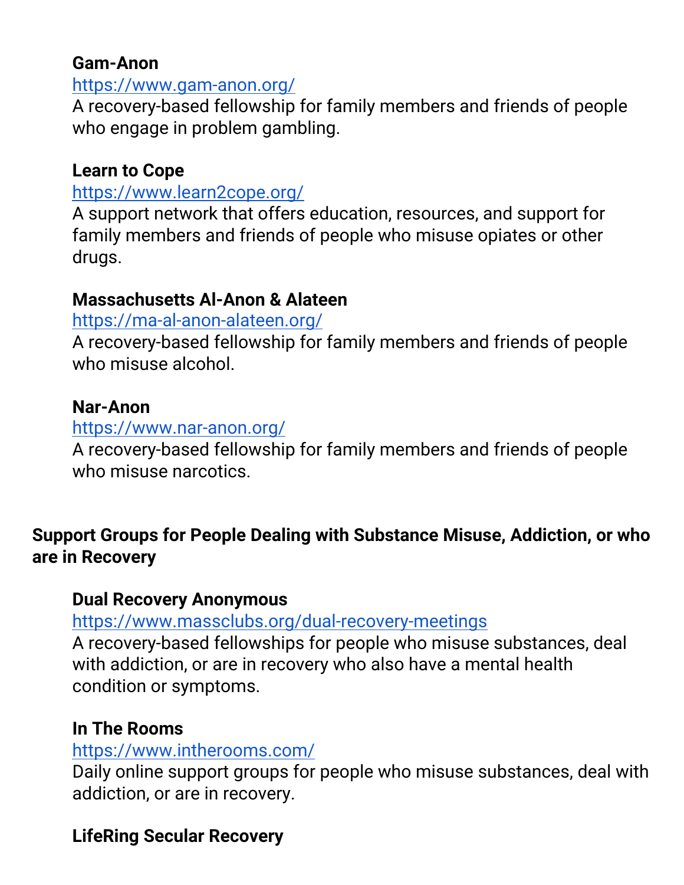**Gam-Anon**
https://www.gam-anon.org/
A recovery-based fellowship for family members and friends of people who engage in problem gambling.

**Learn to Cope**
https://www.learn2cope.org/
A support network that offers education, resources, and support for family members and friends of people who misuse opiates or other drugs.

**Massachusetts Al-Anon & Alateen**
https://ma-al-anon-alateen.org/
A recovery-based fellowship for family members and friends of people who misuse alcohol.

**Nar-Anon**
https://www.nar-anon.org/
A recovery-based fellowship for family members and friends of people who misuse narcotics.

## Support Groups for People Dealing with Substance Misuse, Addiction, or who are in Recovery

**Dual Recovery Anonymous**
https://www.massclubs.org/dual-recovery-meetings
A recovery-based fellowships for people who misuse substances, deal with addiction, or are in recovery who also have a mental health condition or symptoms.

**In The Rooms**
https://www.intherooms.com/
Daily online support groups for people who misuse substances, deal with addiction, or are in recovery.

**LifeRing Secular Recovery**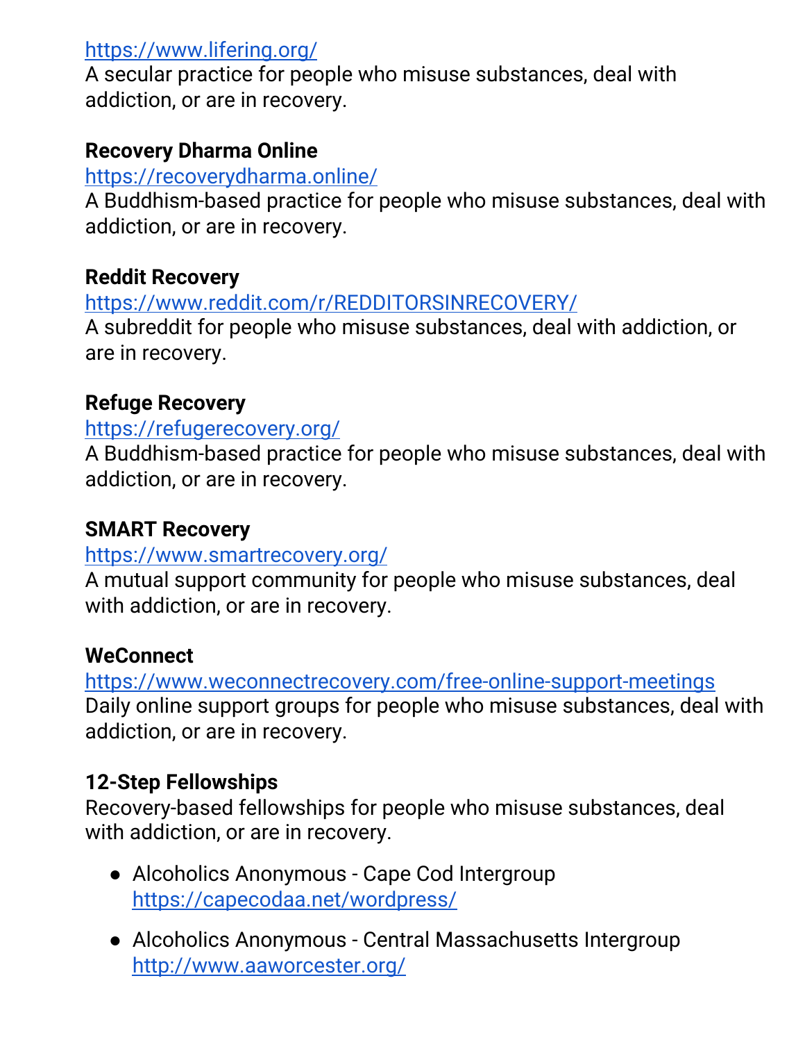https://www.lifering.org/
A secular practice for people who misuse substances, deal with addiction, or are in recovery.

**Recovery Dharma Online**
https://recoverydharma.online/
A Buddhism-based practice for people who misuse substances, deal with addiction, or are in recovery.

**Reddit Recovery**
https://www.reddit.com/r/REDDITORSINRECOVERY/
A subreddit for people who misuse substances, deal with addiction, or are in recovery.

**Refuge Recovery**
https://refugerecovery.org/
A Buddhism-based practice for people who misuse substances, deal with addiction, or are in recovery.

**SMART Recovery**
https://www.smartrecovery.org/
A mutual support community for people who misuse substances, deal with addiction, or are in recovery.

**WeConnect**
https://www.weconnectrecovery.com/free-online-support-meetings
Daily online support groups for people who misuse substances, deal with addiction, or are in recovery.

**12-Step Fellowships**
Recovery-based fellowships for people who misuse substances, deal with addiction, or are in recovery.

- Alcoholics Anonymous - Cape Cod Intergroup
  https://capecodaa.net/wordpress/
- Alcoholics Anonymous - Central Massachusetts Intergroup
  http://www.aaworcester.org/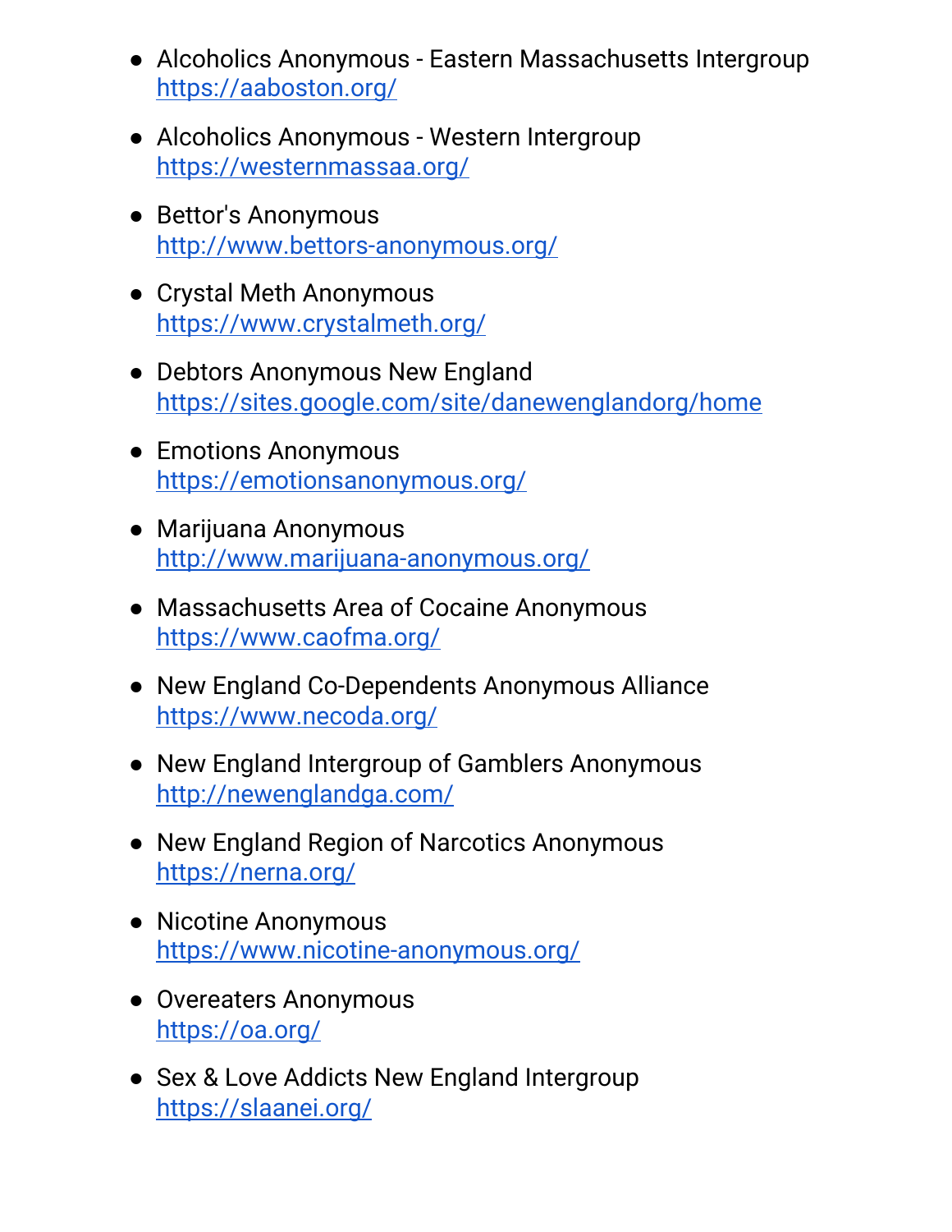- Alcoholics Anonymous - Eastern Massachusetts Intergroup
  https://aaboston.org/
- Alcoholics Anonymous - Western Intergroup
  https://westernmassaa.org/
- Bettor's Anonymous
  http://www.bettors-anonymous.org/
- Crystal Meth Anonymous
  https://www.crystalmeth.org/
- Debtors Anonymous New England
  https://sites.google.com/site/danewenglandorg/home
- Emotions Anonymous
  https://emotionsanonymous.org/
- Marijuana Anonymous
  http://www.marijuana-anonymous.org/
- Massachusetts Area of Cocaine Anonymous
  https://www.caofma.org/
- New England Co-Dependents Anonymous Alliance
  https://www.necoda.org/
- New England Intergroup of Gamblers Anonymous
  http://newenglandga.com/
- New England Region of Narcotics Anonymous
  https://nerna.org/
- Nicotine Anonymous
  https://www.nicotine-anonymous.org/
- Overeaters Anonymous
  https://oa.org/
- Sex & Love Addicts New England Intergroup
  https://slaanei.org/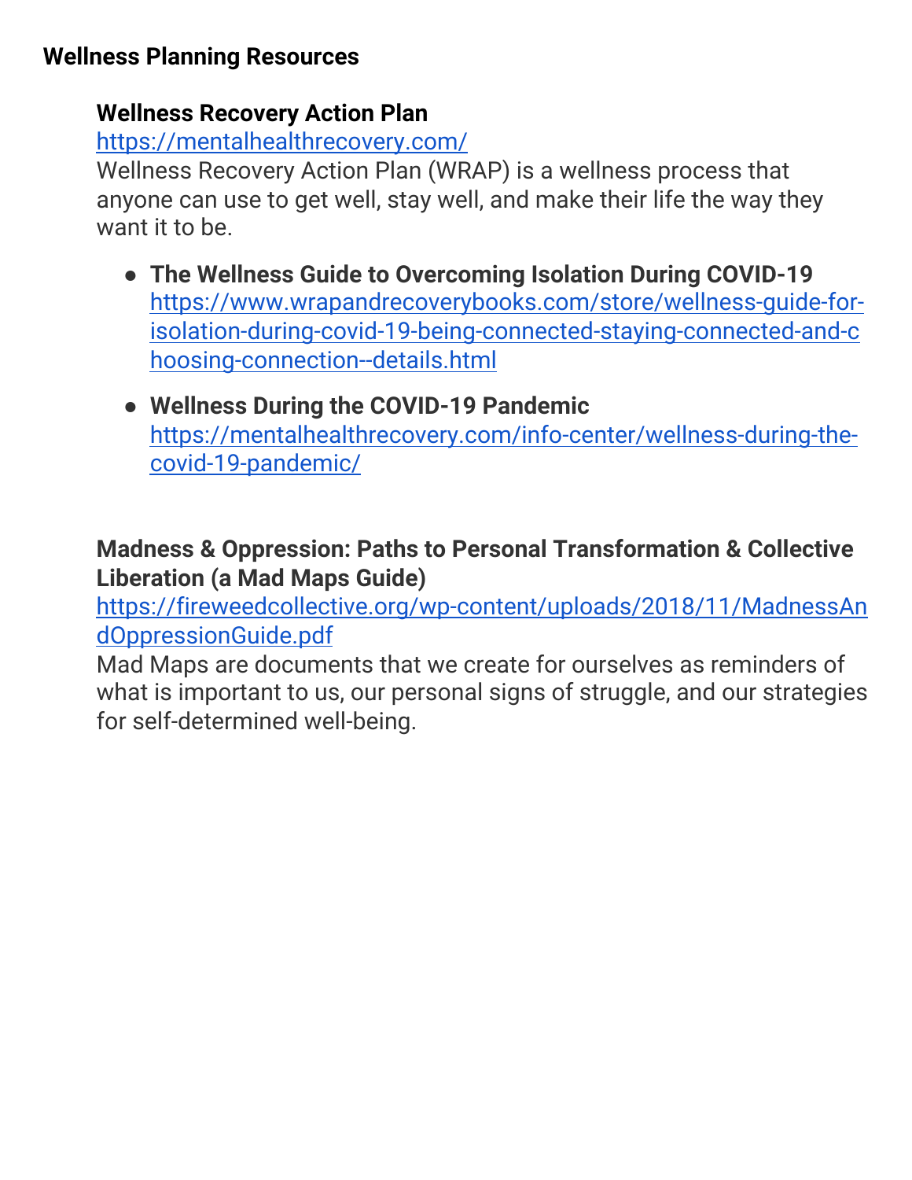## Wellness Planning Resources

### Wellness Recovery Action Plan

https://mentalhealthrecovery.com/

Wellness Recovery Action Plan (WRAP) is a wellness process that anyone can use to get well, stay well, and make their life the way they want it to be.

- **The Wellness Guide to Overcoming Isolation During COVID-19**
  https://www.wrapandrecoverybooks.com/store/wellness-guide-for-isolation-during-covid-19-being-connected-staying-connected-and-choosing-connection--details.html
- **Wellness During the COVID-19 Pandemic**
  https://mentalhealthrecovery.com/info-center/wellness-during-the-covid-19-pandemic/

### Madness & Oppression: Paths to Personal Transformation & Collective Liberation (a Mad Maps Guide)

https://fireweedcollective.org/wp-content/uploads/2018/11/MadnessAndOppressionGuide.pdf

Mad Maps are documents that we create for ourselves as reminders of what is important to us, our personal signs of struggle, and our strategies for self-determined well-being.